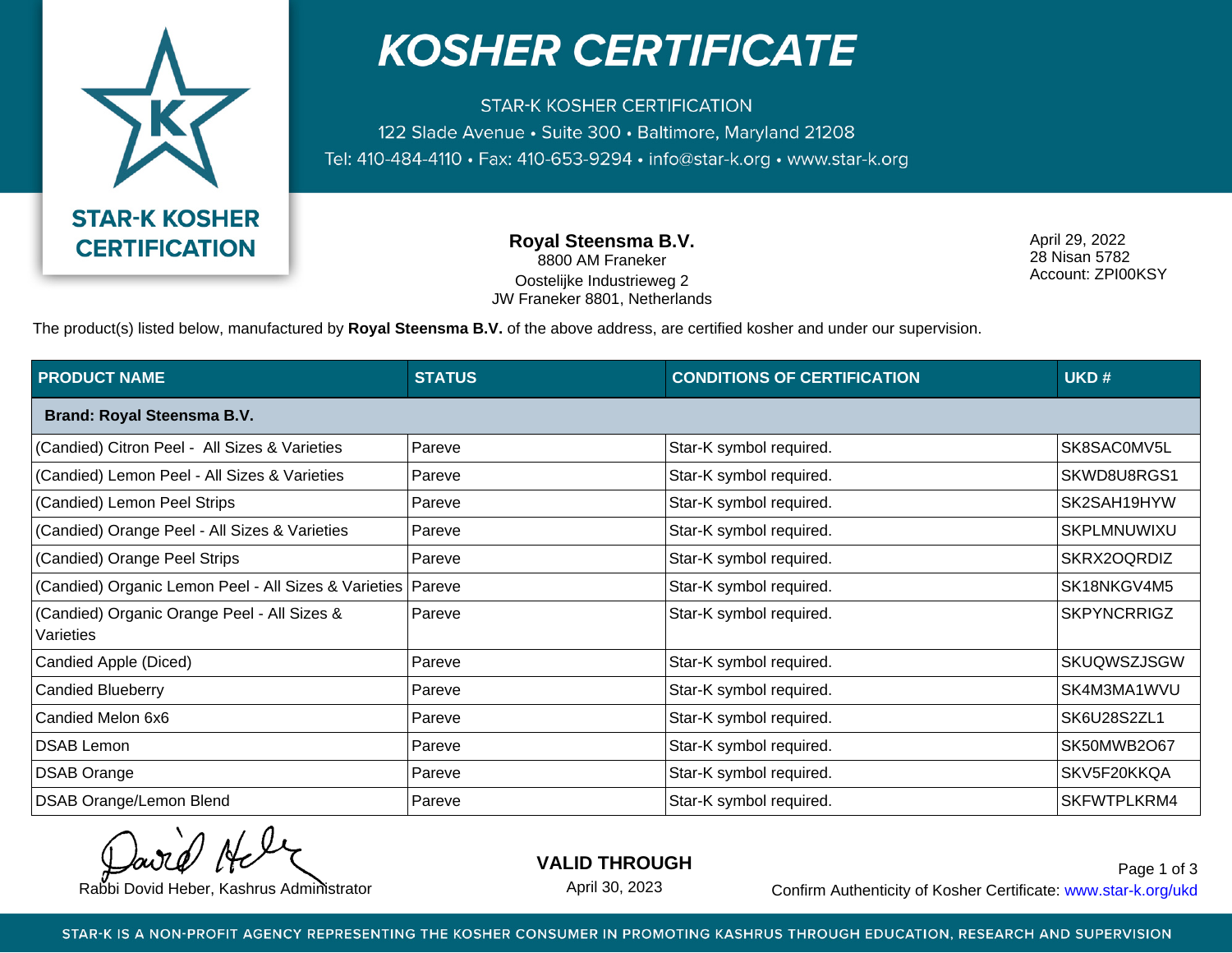# KOSHER CERTIFICATE

STAR-K KOSHER CERTIFICATION
122 Slade Avenue • Suite 300 • Baltimore, Maryland 21208
Tel: 410-484-4110 • Fax: 410-653-9294 • info@star-k.org • www.star-k.org

**STAR-K KOSHER CERTIFICATION**

**Royal Steensma B.V.**
8800 AM Franeker
Oostelijke Industrieweg 2
JW Franeker 8801, Netherlands

April 29, 2022
28 Nisan 5782
Account: ZPI00KSY

The product(s) listed below, manufactured by **Royal Steensma B.V.** of the above address, are certified kosher and under our supervision.

| PRODUCT NAME | STATUS | CONDITIONS OF CERTIFICATION | UKD # |
|---|---|---|---|
| **Brand: Royal Steensma B.V.** | | | |
| (Candied) Citron Peel - All Sizes & Varieties | Pareve | Star-K symbol required. | SK8SAC0MV5L |
| (Candied) Lemon Peel - All Sizes & Varieties | Pareve | Star-K symbol required. | SKWD8U8RGS1 |
| (Candied) Lemon Peel Strips | Pareve | Star-K symbol required. | SK2SAH19HYW |
| (Candied) Orange Peel - All Sizes & Varieties | Pareve | Star-K symbol required. | SKPLMNUWIXU |
| (Candied) Orange Peel Strips | Pareve | Star-K symbol required. | SKRX2OQRDIZ |
| (Candied) Organic Lemon Peel - All Sizes & Varieties | Pareve | Star-K symbol required. | SK18NKGV4M5 |
| (Candied) Organic Orange Peel - All Sizes & Varieties | Pareve | Star-K symbol required. | SKPYNCRRIGZ |
| Candied Apple (Diced) | Pareve | Star-K symbol required. | SKUQWSZJSGW |
| Candied Blueberry | Pareve | Star-K symbol required. | SK4M3MA1WVU |
| Candied Melon 6x6 | Pareve | Star-K symbol required. | SK6U28S2ZL1 |
| DSAB Lemon | Pareve | Star-K symbol required. | SK50MWB2O67 |
| DSAB Orange | Pareve | Star-K symbol required. | SKV5F20KKQA |
| DSAB Orange/Lemon Blend | Pareve | Star-K symbol required. | SKFWTPLKRM4 |

Rabbi Dovid Heber, Kashrus Administrator

**VALID THROUGH**
April 30, 2023

Confirm Authenticity of Kosher Certificate: www.star-k.org/ukd

STAR-K IS A NON-PROFIT AGENCY REPRESENTING THE KOSHER CONSUMER IN PROMOTING KASHRUS THROUGH EDUCATION, RESEARCH AND SUPERVISION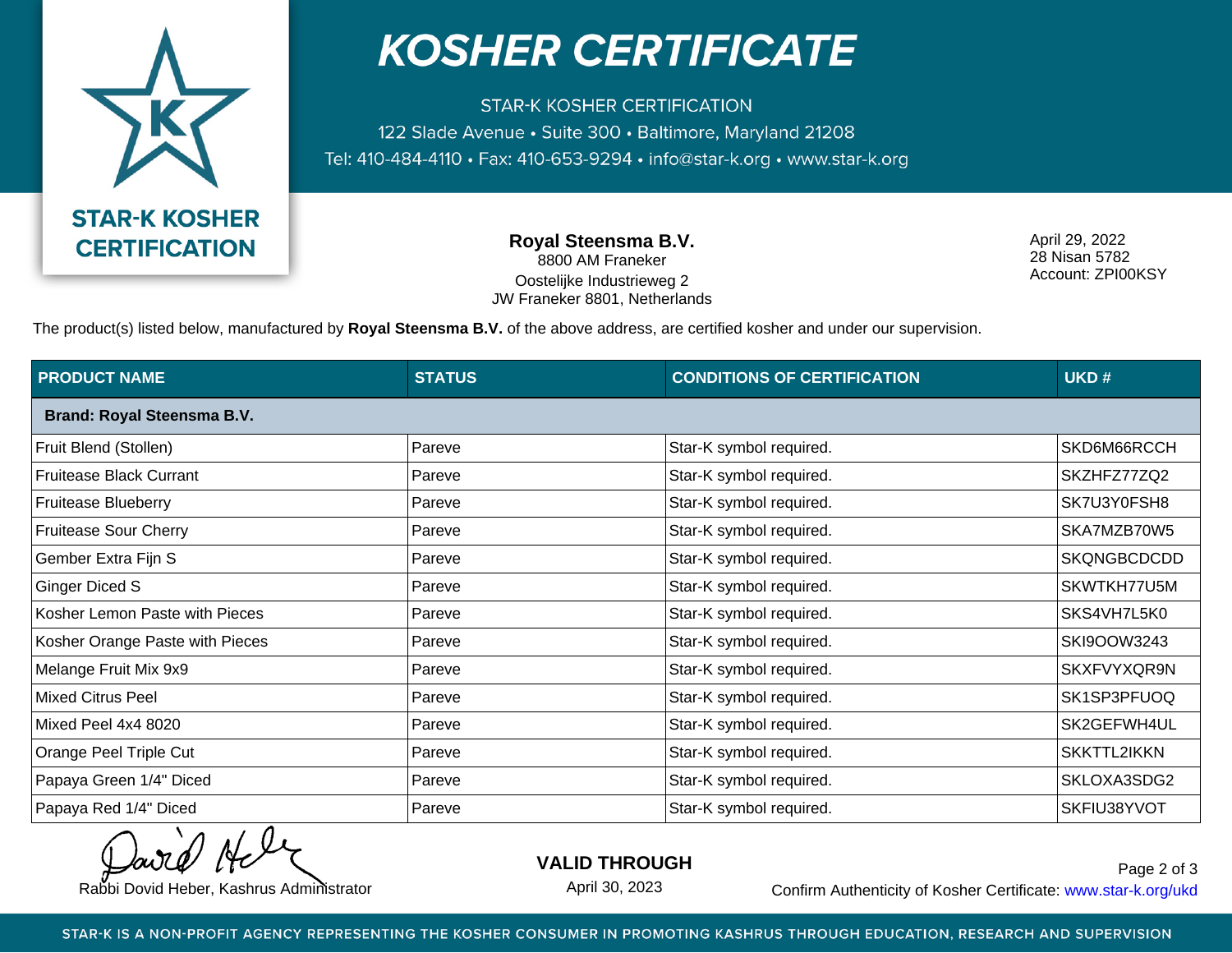# KOSHER CERTIFICATE

STAR-K KOSHER CERTIFICATION
122 Slade Avenue • Suite 300 • Baltimore, Maryland 21208
Tel: 410-484-4110 • Fax: 410-653-9294 • info@star-k.org • www.star-k.org

**STAR-K KOSHER CERTIFICATION**

**Royal Steensma B.V.**
8800 AM Franeker
Oostelijke Industrieweg 2
JW Franeker 8801, Netherlands

April 29, 2022
28 Nisan 5782
Account: ZPI00KSY

The product(s) listed below, manufactured by **Royal Steensma B.V.** of the above address, are certified kosher and under our supervision.

| PRODUCT NAME | STATUS | CONDITIONS OF CERTIFICATION | UKD # |
|---|---|---|---|
| **Brand: Royal Steensma B.V.** | | | |
| Fruit Blend (Stollen) | Pareve | Star-K symbol required. | SKD6M66RCCH |
| Fruitease Black Currant | Pareve | Star-K symbol required. | SKZHFZ77ZQ2 |
| Fruitease Blueberry | Pareve | Star-K symbol required. | SK7U3Y0FSH8 |
| Fruitease Sour Cherry | Pareve | Star-K symbol required. | SKA7MZB70W5 |
| Gember Extra Fijn S | Pareve | Star-K symbol required. | SKQNGBCDCDD |
| Ginger Diced S | Pareve | Star-K symbol required. | SKWTKH77U5M |
| Kosher Lemon Paste with Pieces | Pareve | Star-K symbol required. | SKS4VH7L5K0 |
| Kosher Orange Paste with Pieces | Pareve | Star-K symbol required. | SKI9OOW3243 |
| Melange Fruit Mix 9x9 | Pareve | Star-K symbol required. | SKXFVYXQR9N |
| Mixed Citrus Peel | Pareve | Star-K symbol required. | SK1SP3PFUOQ |
| Mixed Peel 4x4 8020 | Pareve | Star-K symbol required. | SK2GEFWH4UL |
| Orange Peel Triple Cut | Pareve | Star-K symbol required. | SKKTTL2IKKN |
| Papaya Green 1/4" Diced | Pareve | Star-K symbol required. | SKLOXA3SDG2 |
| Papaya Red 1/4" Diced | Pareve | Star-K symbol required. | SKFIU38YVOT |

Rabbi Dovid Heber, Kashrus Administrator

**VALID THROUGH**
April 30, 2023

Confirm Authenticity of Kosher Certificate: www.star-k.org/ukd

STAR-K IS A NON-PROFIT AGENCY REPRESENTING THE KOSHER CONSUMER IN PROMOTING KASHRUS THROUGH EDUCATION, RESEARCH AND SUPERVISION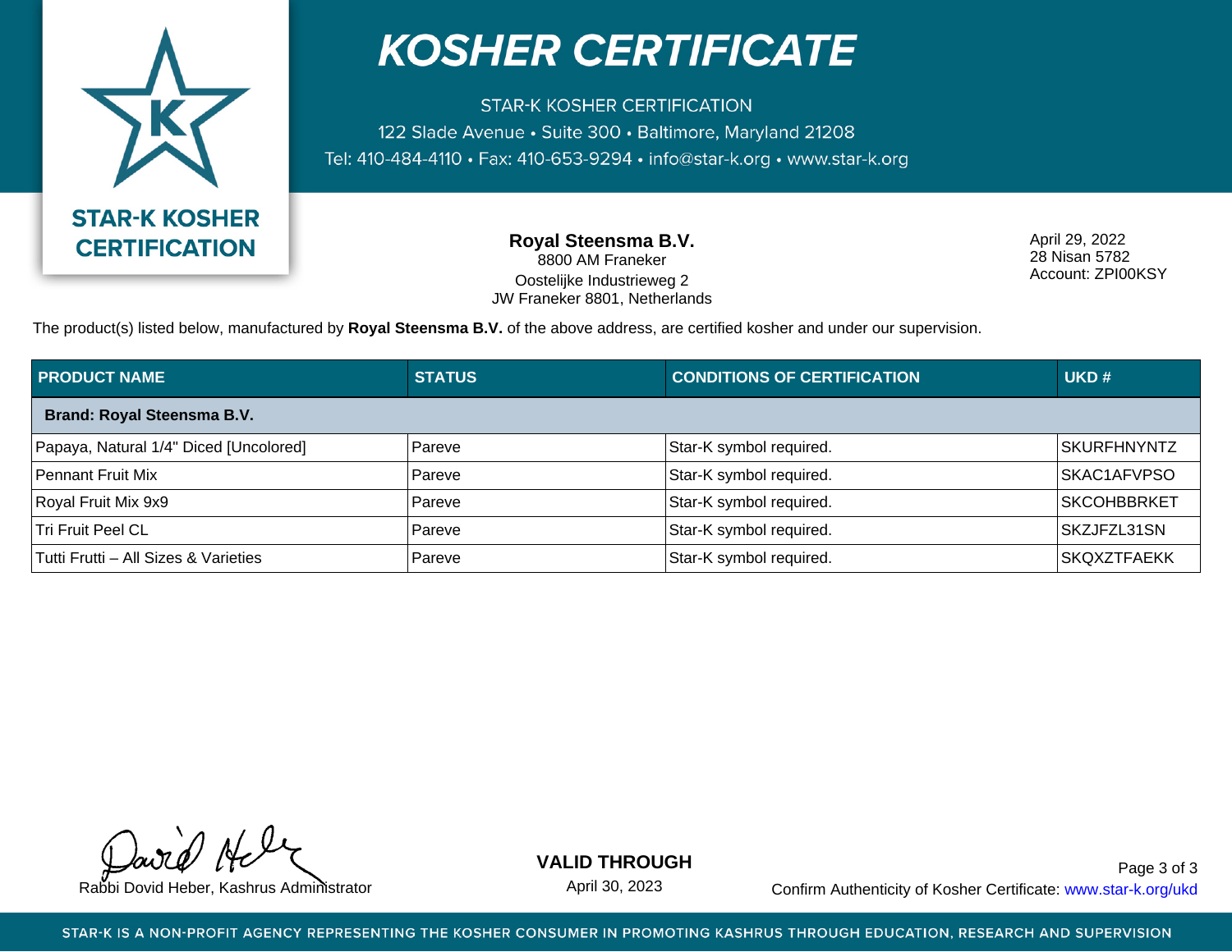# KOSHER CERTIFICATE

STAR-K KOSHER CERTIFICATION
122 Slade Avenue • Suite 300 • Baltimore, Maryland 21208
Tel: 410-484-4110 • Fax: 410-653-9294 • info@star-k.org • www.star-k.org

STAR-K KOSHER CERTIFICATION

**Royal Steensma B.V.**
8800 AM Franeker
Oostelijke Industrieweg 2
JW Franeker 8801, Netherlands

April 29, 2022
28 Nisan 5782
Account: ZPI00KSY

The product(s) listed below, manufactured by **Royal Steensma B.V.** of the above address, are certified kosher and under our supervision.

| PRODUCT NAME | STATUS | CONDITIONS OF CERTIFICATION | UKD # |
|---|---|---|---|
| **Brand: Royal Steensma B.V.** | | | |
| Papaya, Natural 1/4" Diced [Uncolored] | Pareve | Star-K symbol required. | SKURFHNYNTZ |
| Pennant Fruit Mix | Pareve | Star-K symbol required. | SKAC1AFVPSO |
| Royal Fruit Mix 9x9 | Pareve | Star-K symbol required. | SKCOHBBRKET |
| Tri Fruit Peel CL | Pareve | Star-K symbol required. | SKZJFZL31SN |
| Tutti Frutti – All Sizes & Varieties | Pareve | Star-K symbol required. | SKQXZTFAEKK |

Rabbi Dovid Heber, Kashrus Administrator

**VALID THROUGH**
April 30, 2023

Confirm Authenticity of Kosher Certificate: www.star-k.org/ukd

STAR-K IS A NON-PROFIT AGENCY REPRESENTING THE KOSHER CONSUMER IN PROMOTING KASHRUS THROUGH EDUCATION, RESEARCH AND SUPERVISION